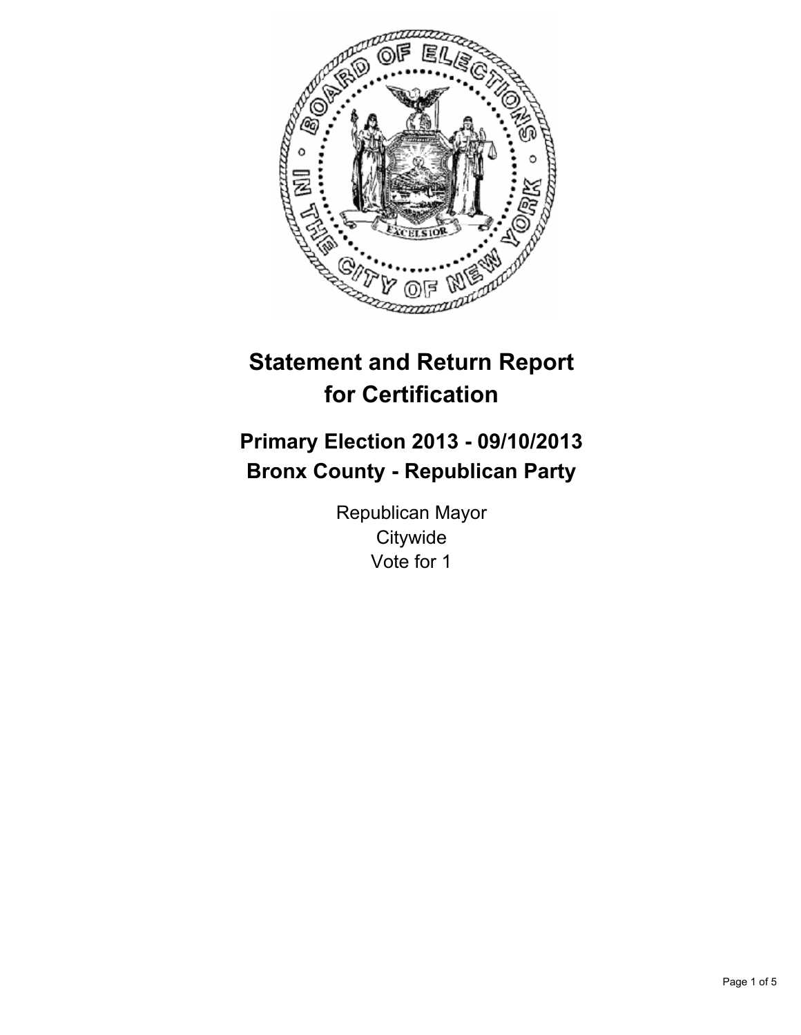# Statement and Return Report for Certification

## Primary Election 2013 - 09/10/2013
## Bronx County - Republican Party

Republican Mayor
Citywide
Vote for 1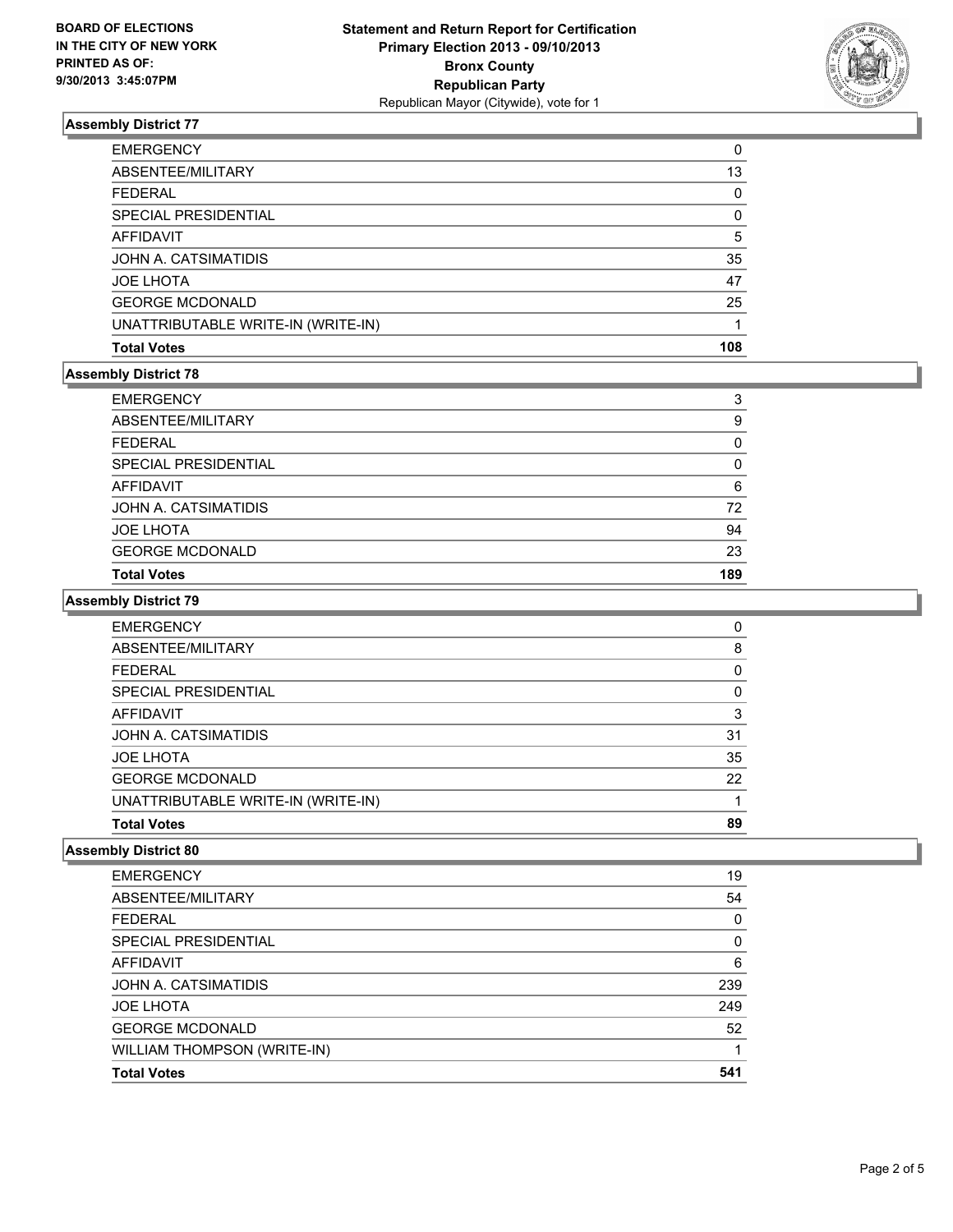**BOARD OF ELECTIONS IN THE CITY OF NEW YORK PRINTED AS OF: 9/30/2013 3:45:07PM**

**Statement and Return Report for Certification**
**Primary Election 2013 - 09/10/2013**
**Bronx County**
**Republican Party**
Republican Mayor (Citywide), vote for 1

### Assembly District 77

| | |
|---|---|
| EMERGENCY | 0 |
| ABSENTEE/MILITARY | 13 |
| FEDERAL | 0 |
| SPECIAL PRESIDENTIAL | 0 |
| AFFIDAVIT | 5 |
| JOHN A. CATSIMATIDIS | 35 |
| JOE LHOTA | 47 |
| GEORGE MCDONALD | 25 |
| UNATTRIBUTABLE WRITE-IN (WRITE-IN) | 1 |
| **Total Votes** | **108** |

### Assembly District 78

| | |
|---|---|
| EMERGENCY | 3 |
| ABSENTEE/MILITARY | 9 |
| FEDERAL | 0 |
| SPECIAL PRESIDENTIAL | 0 |
| AFFIDAVIT | 6 |
| JOHN A. CATSIMATIDIS | 72 |
| JOE LHOTA | 94 |
| GEORGE MCDONALD | 23 |
| **Total Votes** | **189** |

### Assembly District 79

| | |
|---|---|
| EMERGENCY | 0 |
| ABSENTEE/MILITARY | 8 |
| FEDERAL | 0 |
| SPECIAL PRESIDENTIAL | 0 |
| AFFIDAVIT | 3 |
| JOHN A. CATSIMATIDIS | 31 |
| JOE LHOTA | 35 |
| GEORGE MCDONALD | 22 |
| UNATTRIBUTABLE WRITE-IN (WRITE-IN) | 1 |
| **Total Votes** | **89** |

### Assembly District 80

| | |
|---|---|
| EMERGENCY | 19 |
| ABSENTEE/MILITARY | 54 |
| FEDERAL | 0 |
| SPECIAL PRESIDENTIAL | 0 |
| AFFIDAVIT | 6 |
| JOHN A. CATSIMATIDIS | 239 |
| JOE LHOTA | 249 |
| GEORGE MCDONALD | 52 |
| WILLIAM THOMPSON (WRITE-IN) | 1 |
| **Total Votes** | **541** |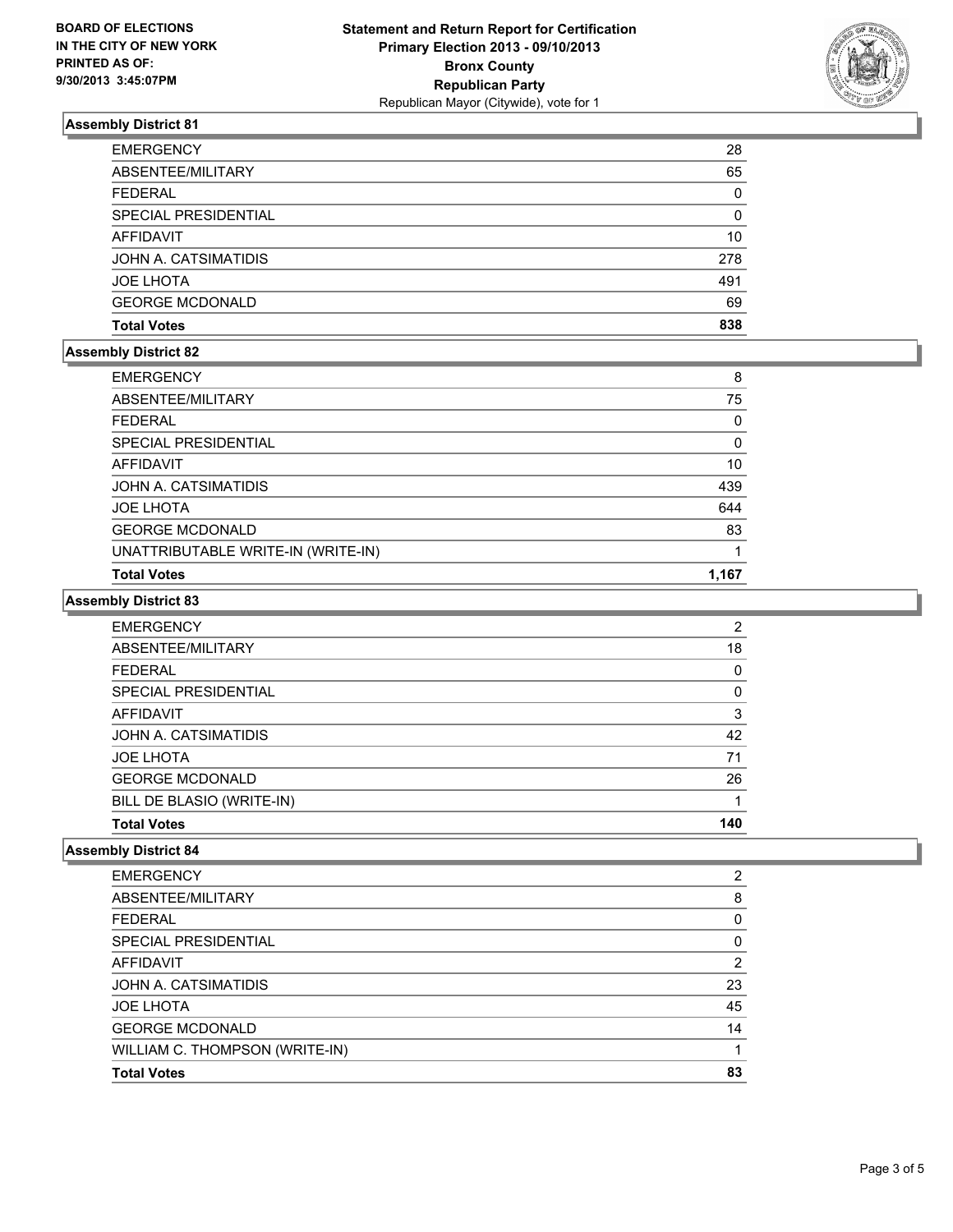BOARD OF ELECTIONS
IN THE CITY OF NEW YORK
PRINTED AS OF:
9/30/2013 3:45:07PM

**Statement and Return Report for Certification**
**Primary Election 2013 - 09/10/2013**
**Bronx County**
**Republican Party**
Republican Mayor (Citywide), vote for 1

### Assembly District 81

| | |
|---|---|
| EMERGENCY | 28 |
| ABSENTEE/MILITARY | 65 |
| FEDERAL | 0 |
| SPECIAL PRESIDENTIAL | 0 |
| AFFIDAVIT | 10 |
| JOHN A. CATSIMATIDIS | 278 |
| JOE LHOTA | 491 |
| GEORGE MCDONALD | 69 |
| **Total Votes** | **838** |

### Assembly District 82

| | |
|---|---|
| EMERGENCY | 8 |
| ABSENTEE/MILITARY | 75 |
| FEDERAL | 0 |
| SPECIAL PRESIDENTIAL | 0 |
| AFFIDAVIT | 10 |
| JOHN A. CATSIMATIDIS | 439 |
| JOE LHOTA | 644 |
| GEORGE MCDONALD | 83 |
| UNATTRIBUTABLE WRITE-IN (WRITE-IN) | 1 |
| **Total Votes** | **1,167** |

### Assembly District 83

| | |
|---|---|
| EMERGENCY | 2 |
| ABSENTEE/MILITARY | 18 |
| FEDERAL | 0 |
| SPECIAL PRESIDENTIAL | 0 |
| AFFIDAVIT | 3 |
| JOHN A. CATSIMATIDIS | 42 |
| JOE LHOTA | 71 |
| GEORGE MCDONALD | 26 |
| BILL DE BLASIO (WRITE-IN) | 1 |
| **Total Votes** | **140** |

### Assembly District 84

| | |
|---|---|
| EMERGENCY | 2 |
| ABSENTEE/MILITARY | 8 |
| FEDERAL | 0 |
| SPECIAL PRESIDENTIAL | 0 |
| AFFIDAVIT | 2 |
| JOHN A. CATSIMATIDIS | 23 |
| JOE LHOTA | 45 |
| GEORGE MCDONALD | 14 |
| WILLIAM C. THOMPSON (WRITE-IN) | 1 |
| **Total Votes** | **83** |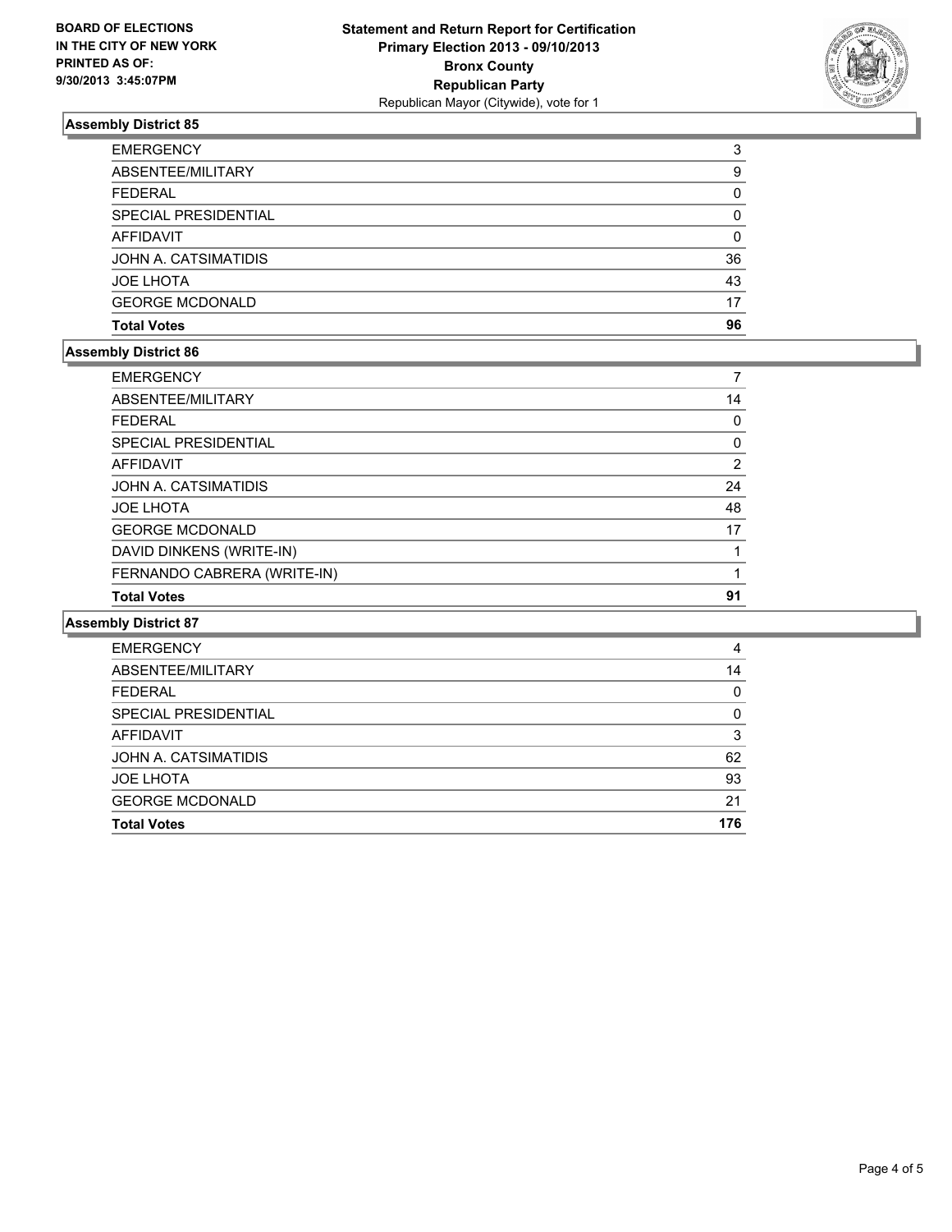## Assembly District 85

| | |
|---|---|
| EMERGENCY | 3 |
| ABSENTEE/MILITARY | 9 |
| FEDERAL | 0 |
| SPECIAL PRESIDENTIAL | 0 |
| AFFIDAVIT | 0 |
| JOHN A. CATSIMATIDIS | 36 |
| JOE LHOTA | 43 |
| GEORGE MCDONALD | 17 |
| **Total Votes** | **96** |

## Assembly District 86

| | |
|---|---|
| EMERGENCY | 7 |
| ABSENTEE/MILITARY | 14 |
| FEDERAL | 0 |
| SPECIAL PRESIDENTIAL | 0 |
| AFFIDAVIT | 2 |
| JOHN A. CATSIMATIDIS | 24 |
| JOE LHOTA | 48 |
| GEORGE MCDONALD | 17 |
| DAVID DINKENS (WRITE-IN) | 1 |
| FERNANDO CABRERA (WRITE-IN) | 1 |
| **Total Votes** | **91** |

## Assembly District 87

| | |
|---|---|
| EMERGENCY | 4 |
| ABSENTEE/MILITARY | 14 |
| FEDERAL | 0 |
| SPECIAL PRESIDENTIAL | 0 |
| AFFIDAVIT | 3 |
| JOHN A. CATSIMATIDIS | 62 |
| JOE LHOTA | 93 |
| GEORGE MCDONALD | 21 |
| **Total Votes** | **176** |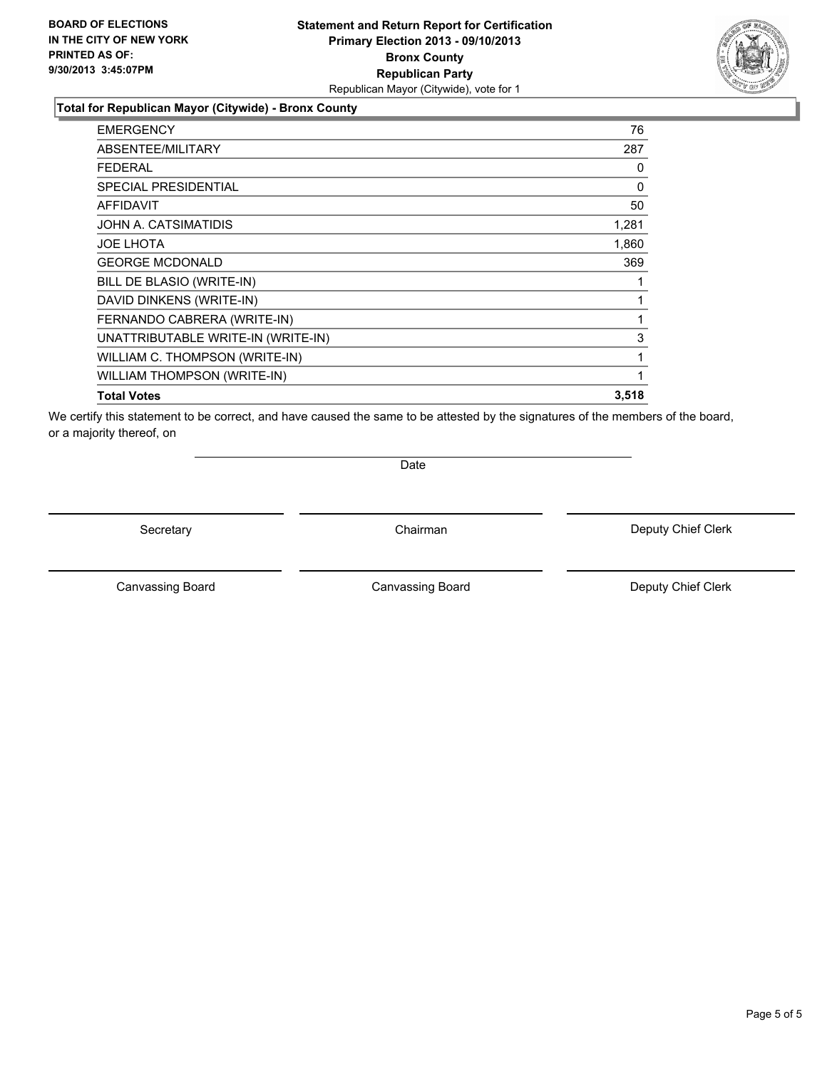**BOARD OF ELECTIONS IN THE CITY OF NEW YORK PRINTED AS OF: 9/30/2013 3:45:07PM**

**Statement and Return Report for Certification**
**Primary Election 2013 - 09/10/2013**
**Bronx County**
**Republican Party**
Republican Mayor (Citywide), vote for 1

### Total for Republican Mayor (Citywide) - Bronx County

| | |
|---|---|
| EMERGENCY | 76 |
| ABSENTEE/MILITARY | 287 |
| FEDERAL | 0 |
| SPECIAL PRESIDENTIAL | 0 |
| AFFIDAVIT | 50 |
| JOHN A. CATSIMATIDIS | 1,281 |
| JOE LHOTA | 1,860 |
| GEORGE MCDONALD | 369 |
| BILL DE BLASIO (WRITE-IN) | 1 |
| DAVID DINKENS (WRITE-IN) | 1 |
| FERNANDO CABRERA (WRITE-IN) | 1 |
| UNATTRIBUTABLE WRITE-IN (WRITE-IN) | 3 |
| WILLIAM C. THOMPSON (WRITE-IN) | 1 |
| WILLIAM THOMPSON (WRITE-IN) | 1 |
| **Total Votes** | **3,518** |

We certify this statement to be correct, and have caused the same to be attested by the signatures of the members of the board, or a majority thereof, on

Date

Secretary | Chairman | Deputy Chief Clerk

Canvassing Board | Canvassing Board | Deputy Chief Clerk